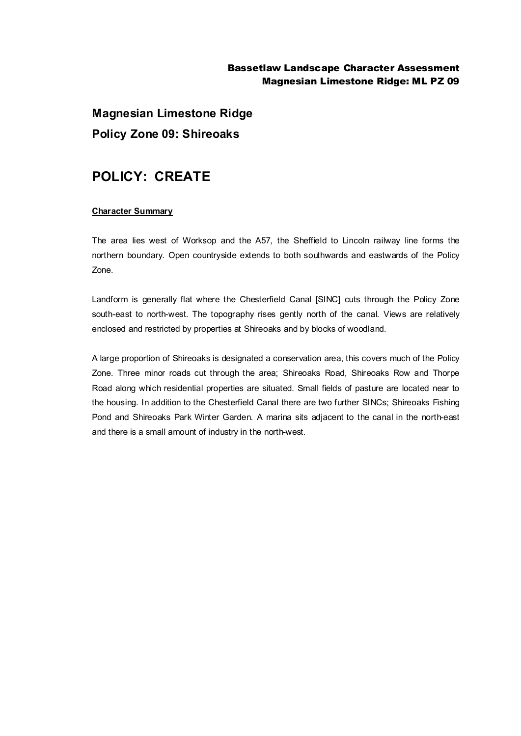# Magnesian Limestone Ridge

## Policy Zone 09: Shireoaks

# POLICY: CREATE

**Character Summary**

The area lies west of Worksop and the A57, the Sheffield to Lincoln railway line forms the northern boundary. Open countryside extends to both southwards and eastwards of the Policy Zone.

Landform is generally flat where the Chesterfield Canal [SINC] cuts through the Policy Zone south-east to north-west. The topography rises gently north of the canal. Views are relatively enclosed and restricted by properties at Shireoaks and by blocks of woodland.

A large proportion of Shireoaks is designated a conservation area, this covers much of the Policy Zone. Three minor roads cut through the area; Shireoaks Road, Shireoaks Row and Thorpe Road along which residential properties are situated. Small fields of pasture are located near to the housing. In addition to the Chesterfield Canal there are two further SINCs; Shireoaks Fishing Pond and Shireoaks Park Winter Garden. A marina sits adjacent to the canal in the north-east and there is a small amount of industry in the north-west.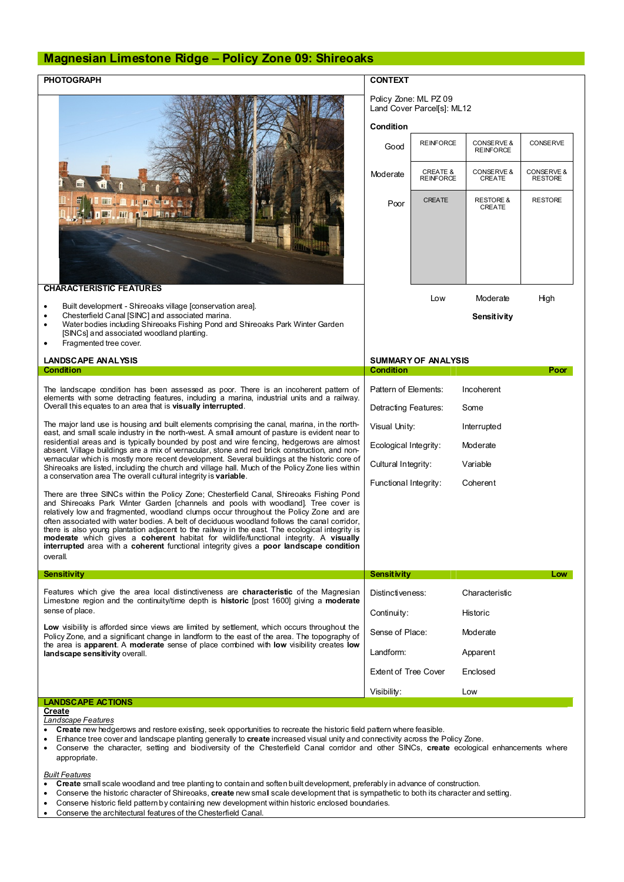# Magnesian Limestone Ridge – Policy Zone 09: Shireoaks

## PHOTOGRAPH

## CHARACTERISTIC FEATURES

- Built development - Shireoaks village [conservation area].
- Chesterfield Canal [SINC] and associated marina.
- Water bodies including Shireoaks Fishing Pond and Shireoaks Park Winter Garden [SINCs] and associated woodland planting.
- Fragmented tree cover.

## CONTEXT

Policy Zone: ML PZ 09
Land Cover Parcel[s]: ML12

**Condition**

| Condition | | | |
|---|---|---|---|
| Good | REINFORCE | CONSERVE & REINFORCE | CONSERVE |
| Moderate | CREATE & REINFORCE | CONSERVE & CREATE | CONSERVE & RESTORE |
| Poor | CREATE | RESTORE & CREATE | RESTORE |
| | Low | Moderate | High |
| | | **Sensitivity** | |

## LANDSCAPE ANALYSIS

### Condition

The landscape condition has been assessed as poor. There is an incoherent pattern of elements with some detracting features, including a marina, industrial units and a railway. Overall this equates to an area that is **visually interrupted**.

The major land use is housing and built elements comprising the canal, marina, in the north-east, and small scale industry in the north-west. A small amount of pasture is evident near to residential areas and is typically bounded by post and wire fencing, hedgerows are almost absent. Village buildings are a mix of vernacular, stone and red brick construction, and non-vernacular which is mostly more recent development. Several buildings at the historic core of Shireoaks are listed, including the church and village hall. Much of the Policy Zone lies within a conservation area The overall cultural integrity is **variable**.

There are three SINCs within the Policy Zone; Chesterfield Canal, Shireoaks Fishing Pond and Shireoaks Park Winter Garden [channels and pools with woodland]. Tree cover is relatively low and fragmented, woodland clumps occur throughout the Policy Zone and are often associated with water bodies. A belt of deciduous woodland follows the canal corridor, there is also young plantation adjacent to the railway in the east. The ecological integrity is **moderate** which gives a **coherent** habitat for wildlife/functional integrity. A **visually interrupted** area with a **coherent** functional integrity gives a **poor landscape condition** overall.

## SUMMARY OF ANALYSIS

| Condition | Poor |
|---|---|
| Pattern of Elements: | Incoherent |
| Detracting Features: | Some |
| Visual Unity: | Interrupted |
| Ecological Integrity: | Moderate |
| Cultural Integrity: | Variable |
| Functional Integrity: | Coherent |

### Sensitivity

Features which give the area local distinctiveness are **characteristic** of the Magnesian Limestone region and the continuity/time depth is **historic** [post 1600] giving a **moderate** sense of place.

**Low** visibility is afforded since views are limited by settlement, which occurs throughout the Policy Zone, and a significant change in landform to the east of the area. The topography of the area is **apparent**. A **moderate** sense of place combined with **low** visibility creates **low landscape sensitivity** overall.

| Sensitivity | Low |
|---|---|
| Distinctiveness: | Characteristic |
| Continuity: | Historic |
| Sense of Place: | Moderate |
| Landform: | Apparent |
| Extent of Tree Cover | Enclosed |
| Visibility: | Low |

## LANDSCAPE ACTIONS

**Create**

*Landscape Features*

- **Create** new hedgerows and restore existing, seek opportunities to recreate the historic field pattern where feasible.
- Enhance tree cover and landscape planting generally to **create** increased visual unity and connectivity across the Policy Zone.
- Conserve the character, setting and biodiversity of the Chesterfield Canal corridor and other SINCs, **create** ecological enhancements where appropriate.

*Built Features*

- **Create** small scale woodland and tree planting to contain and soften built development, preferably in advance of construction.
- Conserve the historic character of Shireoaks, **create** new small scale development that is sympathetic to both its character and setting.
- Conserve historic field pattern by containing new development within historic enclosed boundaries.
- Conserve the architectural features of the Chesterfield Canal.